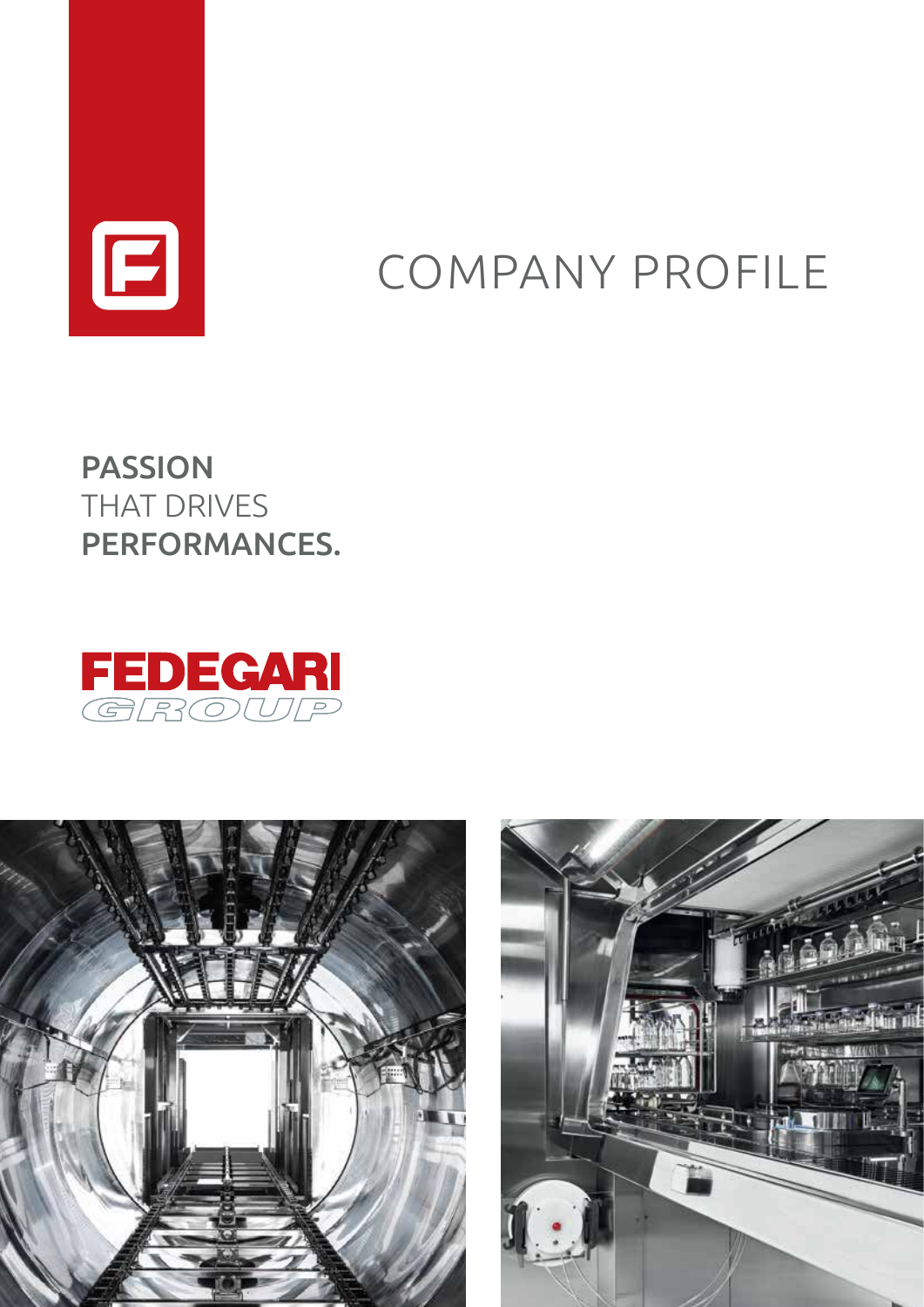# COMPANY PROFILE

**PASSION**
THAT DRIVES
**PERFORMANCES.**

FEDEGARI
GROUP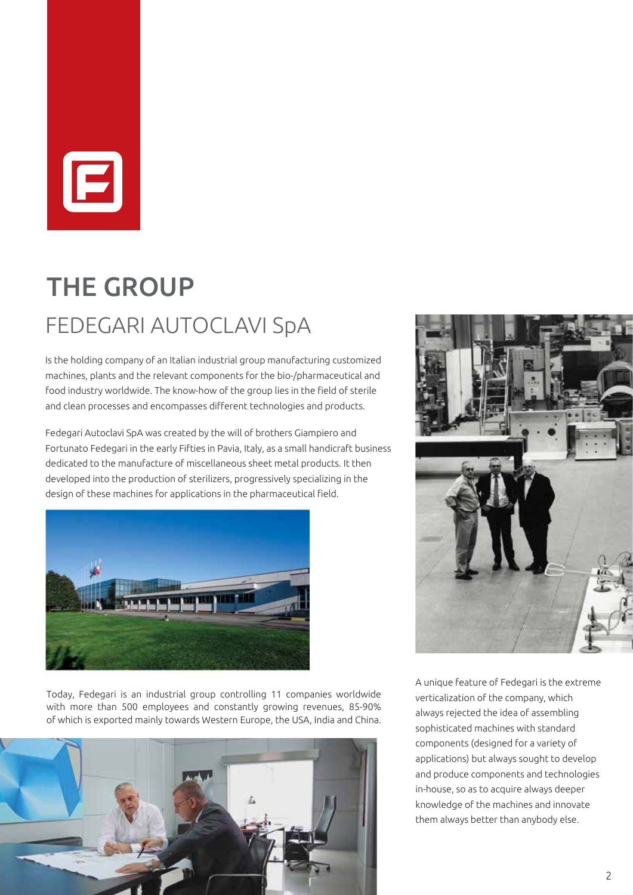# THE GROUP

## FEDEGARI AUTOCLAVI SpA

Is the holding company of an Italian industrial group manufacturing customized machines, plants and the relevant components for the bio-/pharmaceutical and food industry worldwide. The know-how of the group lies in the field of sterile and clean processes and encompasses different technologies and products.

Fedegari Autoclavi SpA was created by the will of brothers Giampiero and Fortunato Fedegari in the early Fifties in Pavia, Italy, as a small handicraft business dedicated to the manufacture of miscellaneous sheet metal products. It then developed into the production of sterilizers, progressively specializing in the design of these machines for applications in the pharmaceutical field.

Today, Fedegari is an industrial group controlling 11 companies worldwide with more than 500 employees and constantly growing revenues, 85-90% of which is exported mainly towards Western Europe, the USA, India and China.

A unique feature of Fedegari is the extreme verticalization of the company, which always rejected the idea of assembling sophisticated machines with standard components (designed for a variety of applications) but always sought to develop and produce components and technologies in-house, so as to acquire always deeper knowledge of the machines and innovate them always better than anybody else.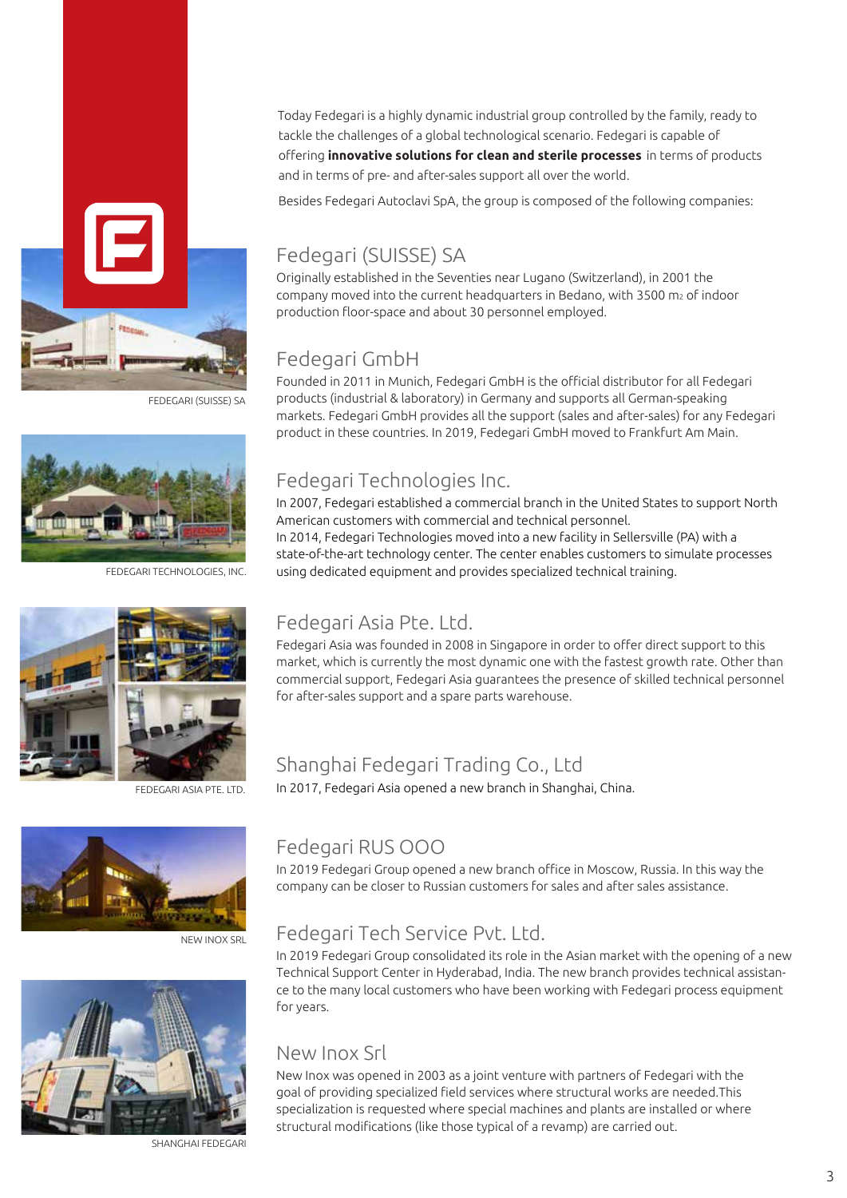Today Fedegari is a highly dynamic industrial group controlled by the family, ready to tackle the challenges of a global technological scenario. Fedegari is capable of offering **innovative solutions for clean and sterile processes** in terms of products and in terms of pre- and after-sales support all over the world.

Besides Fedegari Autoclavi SpA, the group is composed of the following companies:

FEDEGARI (SUISSE) SA

FEDEGARI TECHNOLOGIES, INC.

FEDEGARI ASIA PTE. LTD.

NEW INOX SRL

SHANGHAI FEDEGARI

## Fedegari (SUISSE) SA

Originally established in the Seventies near Lugano (Switzerland), in 2001 the company moved into the current headquarters in Bedano, with 3500 $m_2$ of indoor production floor-space and about 30 personnel employed.

## Fedegari GmbH

Founded in 2011 in Munich, Fedegari GmbH is the official distributor for all Fedegari products (industrial & laboratory) in Germany and supports all German-speaking markets. Fedegari GmbH provides all the support (sales and after-sales) for any Fedegari product in these countries. In 2019, Fedegari GmbH moved to Frankfurt Am Main.

## Fedegari Technologies Inc.

In 2007, Fedegari established a commercial branch in the United States to support North American customers with commercial and technical personnel.
In 2014, Fedegari Technologies moved into a new facility in Sellersville (PA) with a state-of-the-art technology center. The center enables customers to simulate processes using dedicated equipment and provides specialized technical training.

## Fedegari Asia Pte. Ltd.

Fedegari Asia was founded in 2008 in Singapore in order to offer direct support to this market, which is currently the most dynamic one with the fastest growth rate. Other than commercial support, Fedegari Asia guarantees the presence of skilled technical personnel for after-sales support and a spare parts warehouse.

## Shanghai Fedegari Trading Co., Ltd

In 2017, Fedegari Asia opened a new branch in Shanghai, China.

## Fedegari RUS OOO

In 2019 Fedegari Group opened a new branch office in Moscow, Russia. In this way the company can be closer to Russian customers for sales and after sales assistance.

## Fedegari Tech Service Pvt. Ltd.

In 2019 Fedegari Group consolidated its role in the Asian market with the opening of a new Technical Support Center in Hyderabad, India. The new branch provides technical assistance to the many local customers who have been working with Fedegari process equipment for years.

## New Inox Srl

New Inox was opened in 2003 as a joint venture with partners of Fedegari with the goal of providing specialized field services where structural works are needed.This specialization is requested where special machines and plants are installed or where structural modifications (like those typical of a revamp) are carried out.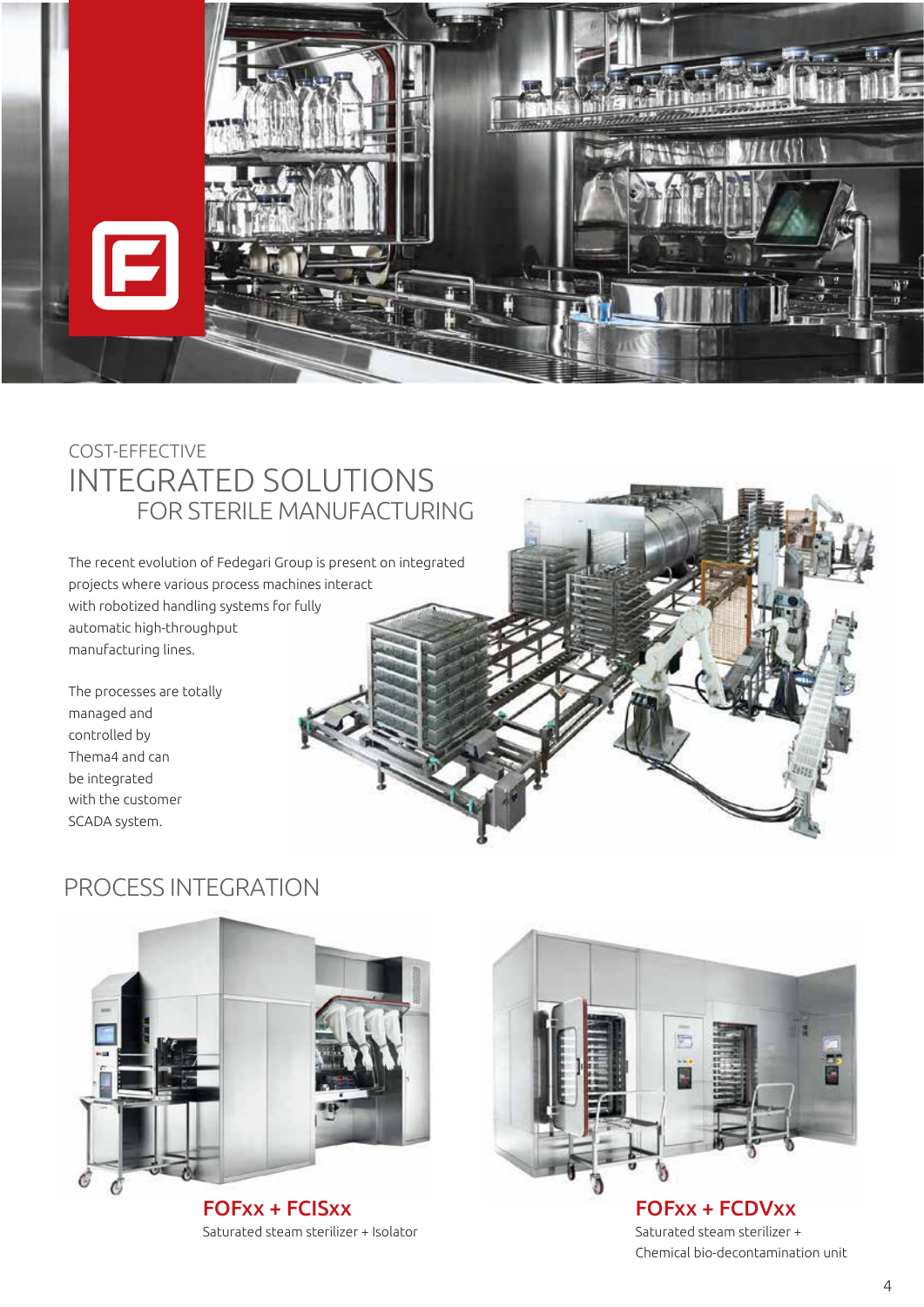COST-EFFECTIVE

# INTEGRATED SOLUTIONS FOR STERILE MANUFACTURING

The recent evolution of Fedegari Group is present on integrated projects where various process machines interact with robotized handling systems for fully automatic high-throughput manufacturing lines.

The processes are totally managed and controlled by Thema4 and can be integrated with the customer SCADA system.

## PROCESS INTEGRATION

**FOFxx + FCISxx**
Saturated steam sterilizer + Isolator

**FOFxx + FCDVxx**
Saturated steam sterilizer + Chemical bio-decontamination unit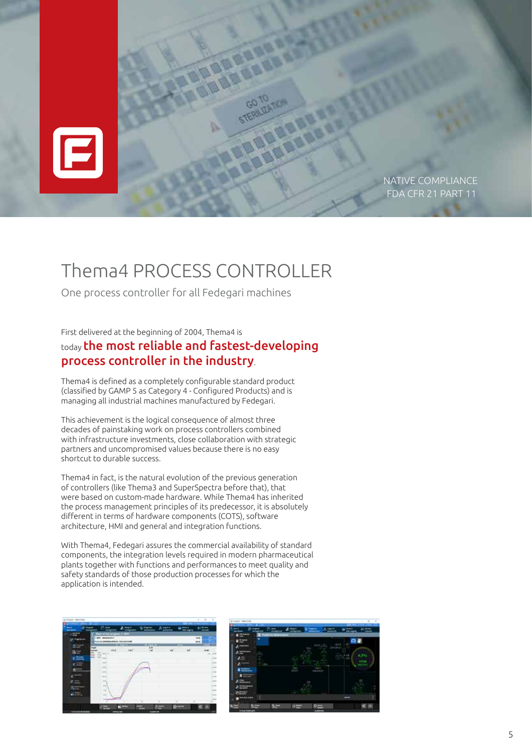NATIVE COMPLIANCE
FDA CFR 21 PART 11

# Thema4 PROCESS CONTROLLER

One process controller for all Fedegari machines

First delivered at the beginning of 2004, Thema4 is today **the most reliable and fastest-developing process controller in the industry**.

Thema4 is defined as a completely configurable standard product (classified by GAMP 5 as Category 4 - Configured Products) and is managing all industrial machines manufactured by Fedegari.

This achievement is the logical consequence of almost three decades of painstaking work on process controllers combined with infrastructure investments, close collaboration with strategic partners and uncompromised values because there is no easy shortcut to durable success.

Thema4 in fact, is the natural evolution of the previous generation of controllers (like Thema3 and SuperSpectra before that), that were based on custom-made hardware. While Thema4 has inherited the process management principles of its predecessor, it is absolutely different in terms of hardware components (COTS), software architecture, HMI and general and integration functions.

With Thema4, Fedegari assures the commercial availability of standard components, the integration levels required in modern pharmaceutical plants together with functions and performances to meet quality and safety standards of those production processes for which the application is intended.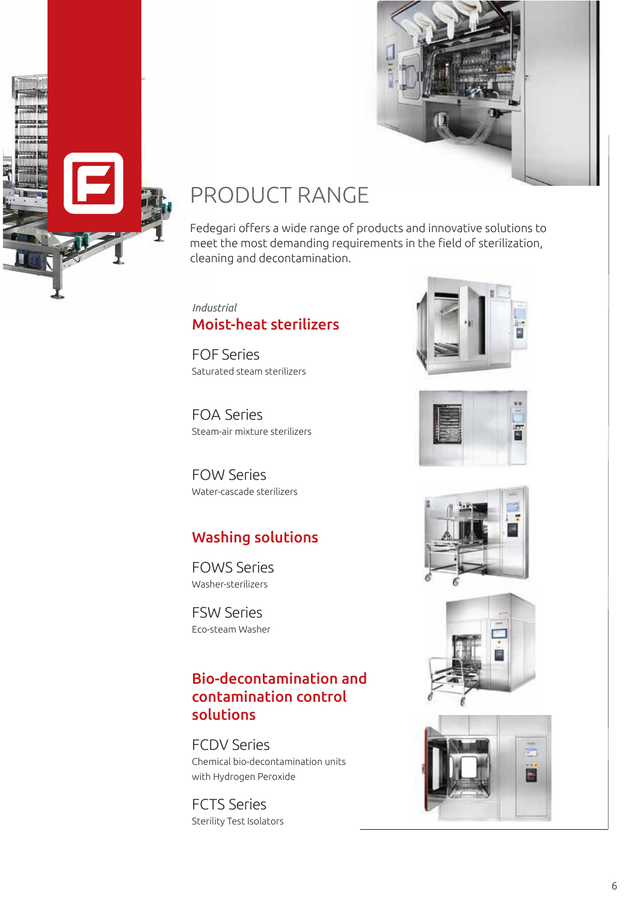# PRODUCT RANGE

Fedegari offers a wide range of products and innovative solutions to meet the most demanding requirements in the field of sterilization, cleaning and decontamination.

*Industrial*

## Moist-heat sterilizers

### FOF Series

Saturated steam sterilizers

### FOA Series

Steam-air mixture sterilizers

### FOW Series

Water-cascade sterilizers

## Washing solutions

### FOWS Series

Washer-sterilizers

### FSW Series

Eco-steam Washer

## Bio-decontamination and contamination control solutions

### FCDV Series

Chemical bio-decontamination units with Hydrogen Peroxide

### FCTS Series

Sterility Test Isolators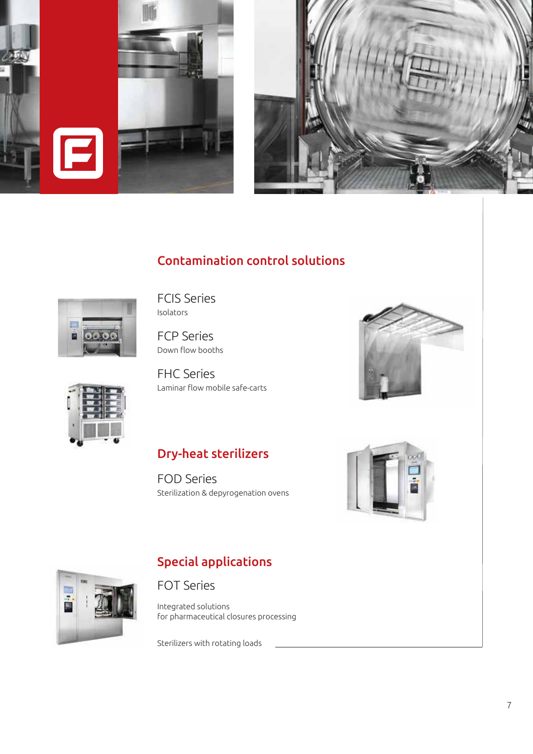## Contamination control solutions

### FCIS Series
Isolators

### FCP Series
Down flow booths

### FHC Series
Laminar flow mobile safe-carts

## Dry-heat sterilizers

### FOD Series
Sterilization & depyrogenation ovens

## Special applications

### FOT Series

Integrated solutions
for pharmaceutical closures processing

Sterilizers with rotating loads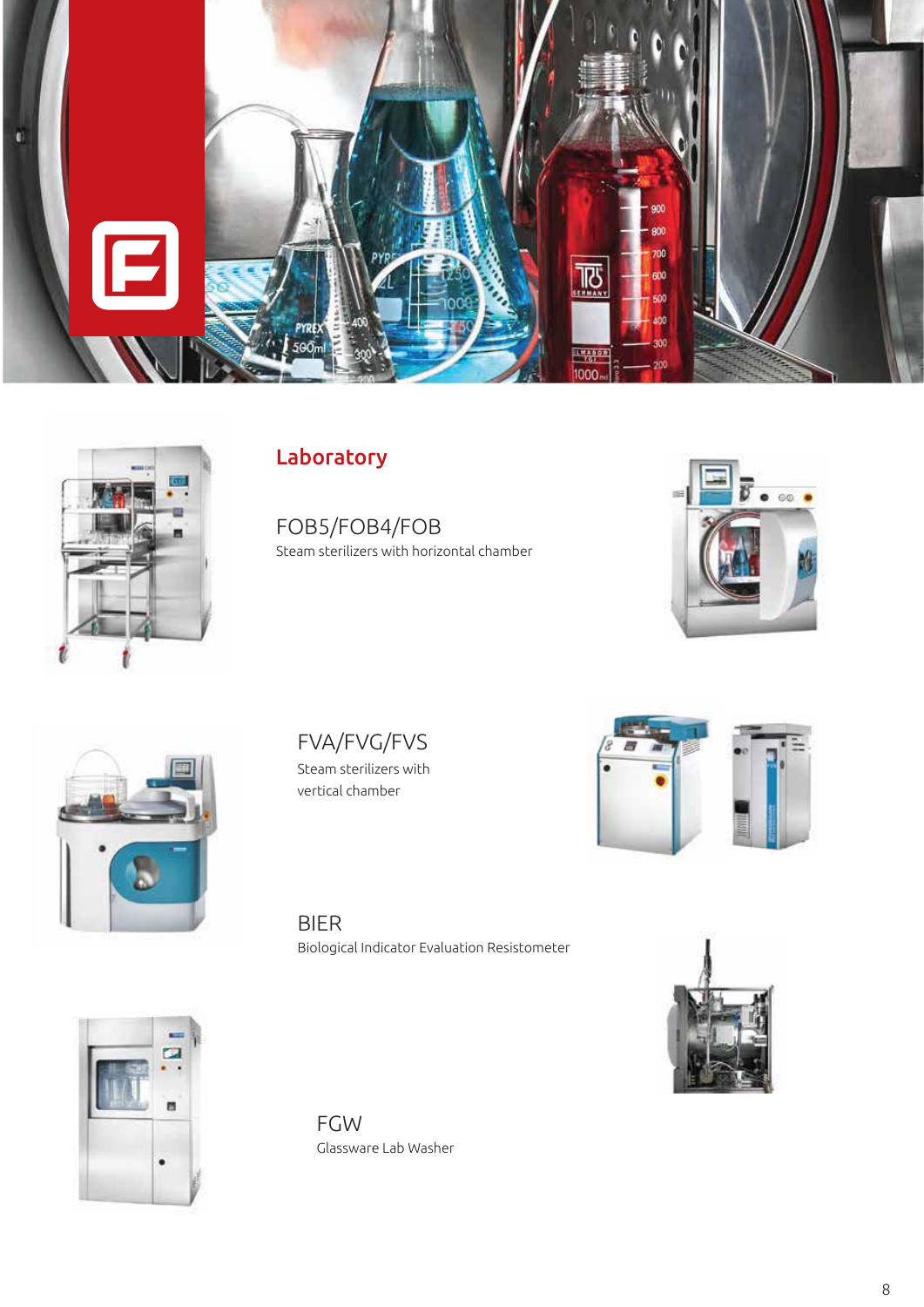## Laboratory

### FOB5/FOB4/FOB

Steam sterilizers with horizontal chamber

### FVA/FVG/FVS

Steam sterilizers with vertical chamber

### BIER

Biological Indicator Evaluation Resistometer

### FGW

Glassware Lab Washer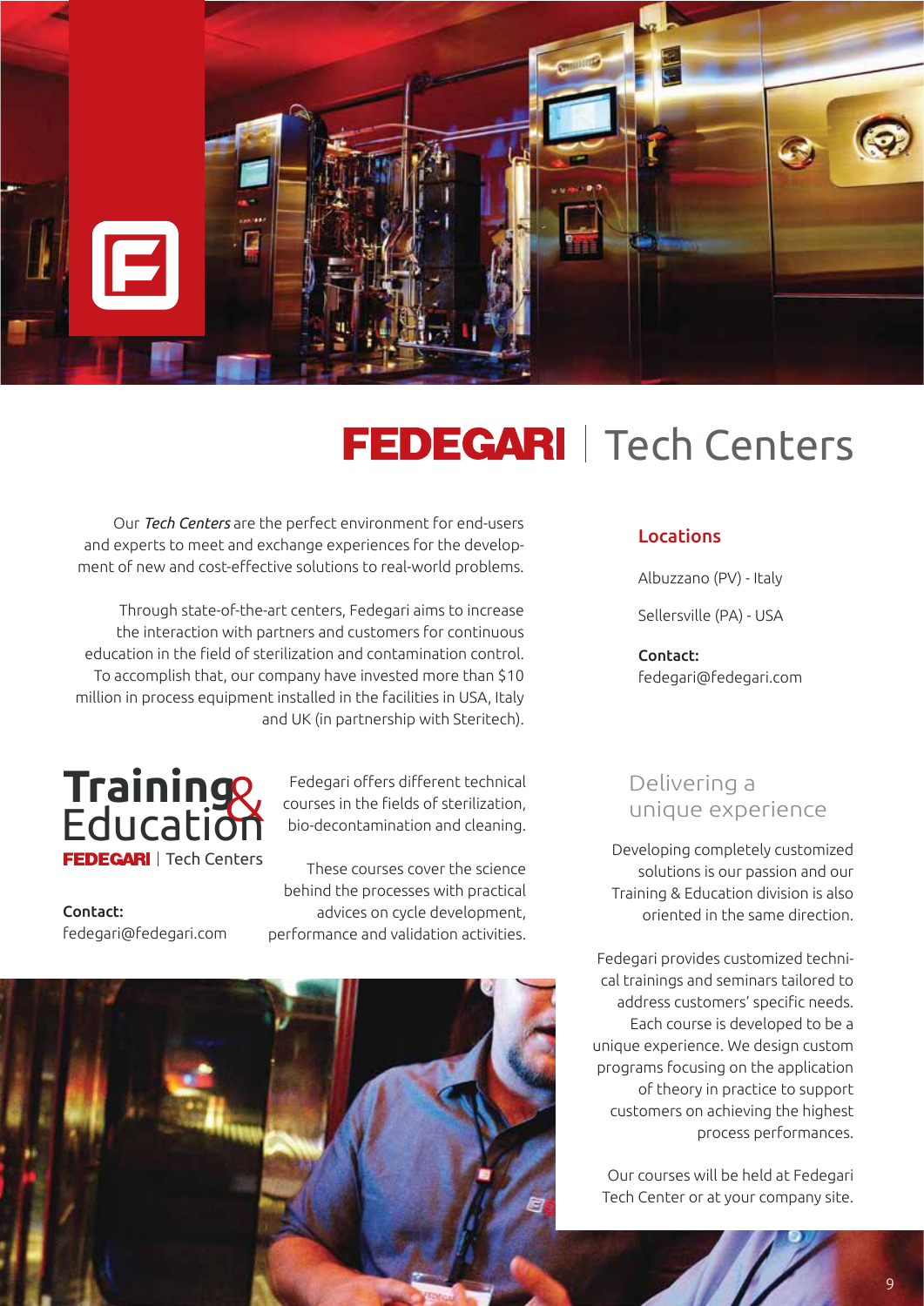# FEDEGARI | Tech Centers

Our *Tech Centers* are the perfect environment for end-users and experts to meet and exchange experiences for the development of new and cost-effective solutions to real-world problems.

Through state-of-the-art centers, Fedegari aims to increase the interaction with partners and customers for continuous education in the field of sterilization and contamination control. To accomplish that, our company have invested more than $10 million in process equipment installed in the facilities in USA, Italy and UK (in partnership with Steritech).

### Locations

Albuzzano (PV) - Italy

Sellersville (PA) - USA

**Contact:**
fedegari@fedegari.com

## Training & Education

FEDEGARI | Tech Centers

**Contact:**
fedegari@fedegari.com

Fedegari offers different technical courses in the fields of sterilization, bio-decontamination and cleaning.

These courses cover the science behind the processes with practical advices on cycle development, performance and validation activities.

## Delivering a unique experience

Developing completely customized solutions is our passion and our Training & Education division is also oriented in the same direction.

Fedegari provides customized technical trainings and seminars tailored to address customers' specific needs. Each course is developed to be a unique experience. We design custom programs focusing on the application of theory in practice to support customers on achieving the highest process performances.

Our courses will be held at Fedegari Tech Center or at your company site.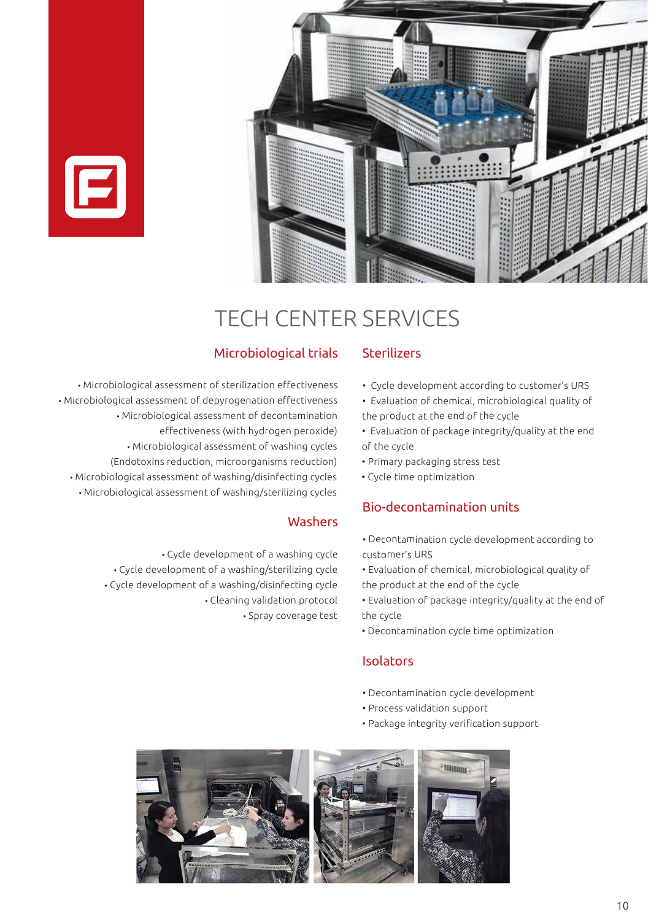# TECH CENTER SERVICES

## Microbiological trials

- Microbiological assessment of sterilization effectiveness
- Microbiological assessment of depyrogenation effectiveness
- Microbiological assessment of decontamination effectiveness (with hydrogen peroxide)
- Microbiological assessment of washing cycles (Endotoxins reduction, microorganisms reduction)
- Microbiological assessment of washing/disinfecting cycles
- Microbiological assessment of washing/sterilizing cycles

## Washers

- Cycle development of a washing cycle
- Cycle development of a washing/sterilizing cycle
- Cycle development of a washing/disinfecting cycle
- Cleaning validation protocol
- Spray coverage test

## Sterilizers

- Cycle development according to customer's URS
- Evaluation of chemical, microbiological quality of the product at the end of the cycle
- Evaluation of package integrity/quality at the end of the cycle
- Primary packaging stress test
- Cycle time optimization

## Bio-decontamination units

- Decontamination cycle development according to customer's URS
- Evaluation of chemical, microbiological quality of the product at the end of the cycle
- Evaluation of package integrity/quality at the end of the cycle
- Decontamination cycle time optimization

## Isolators

- Decontamination cycle development
- Process validation support
- Package integrity verification support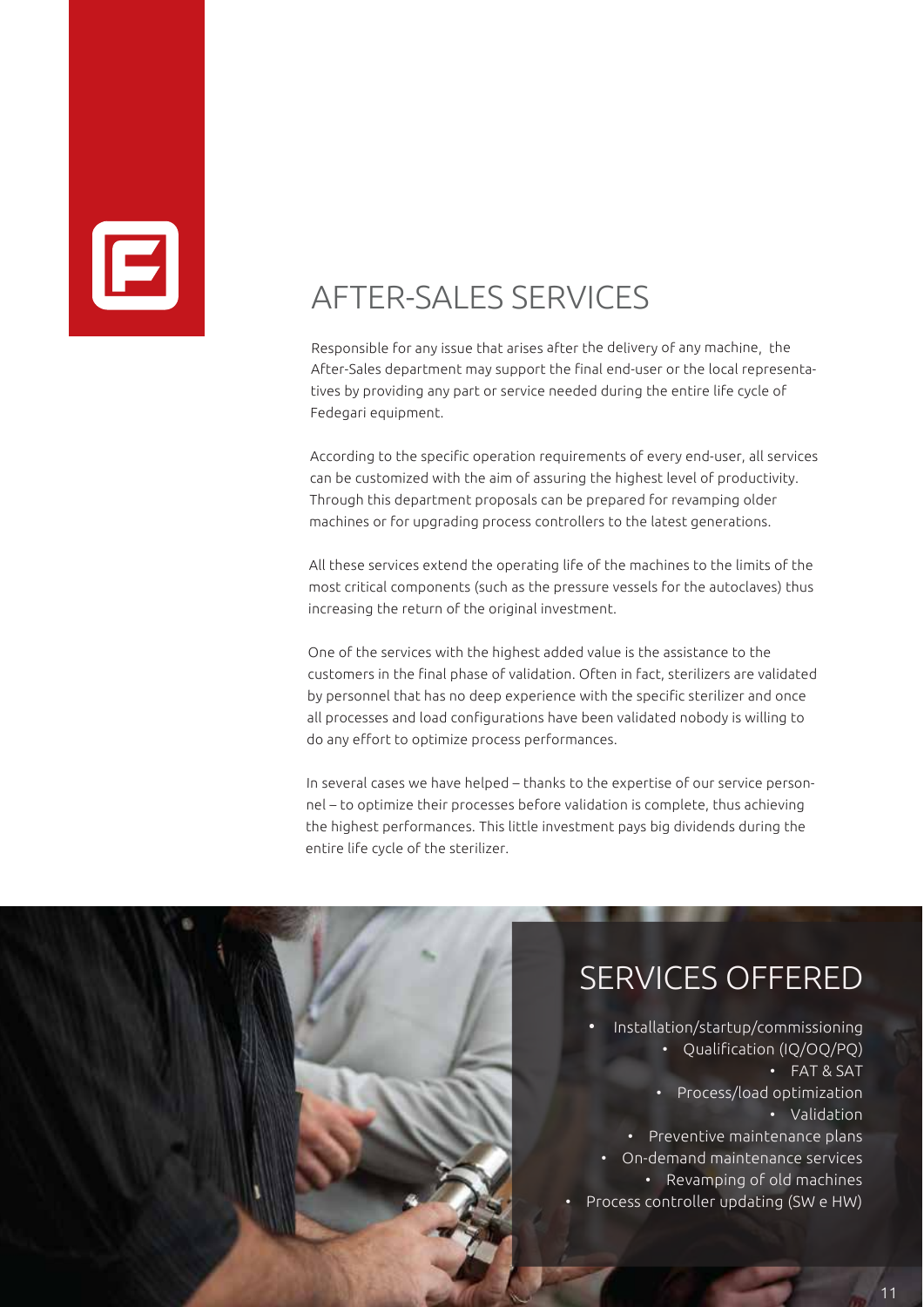# AFTER-SALES SERVICES

Responsible for any issue that arises after the delivery of any machine, the After-Sales department may support the final end-user or the local representatives by providing any part or service needed during the entire life cycle of Fedegari equipment.

According to the specific operation requirements of every end-user, all services can be customized with the aim of assuring the highest level of productivity. Through this department proposals can be prepared for revamping older machines or for upgrading process controllers to the latest generations.

All these services extend the operating life of the machines to the limits of the most critical components (such as the pressure vessels for the autoclaves) thus increasing the return of the original investment.

One of the services with the highest added value is the assistance to the customers in the final phase of validation. Often in fact, sterilizers are validated by personnel that has no deep experience with the specific sterilizer and once all processes and load configurations have been validated nobody is willing to do any effort to optimize process performances.

In several cases we have helped – thanks to the expertise of our service personnel – to optimize their processes before validation is complete, thus achieving the highest performances. This little investment pays big dividends during the entire life cycle of the sterilizer.

## SERVICES OFFERED

- Installation/startup/commissioning
- Qualification (IQ/OQ/PQ)
- FAT & SAT
- Process/load optimization
- Validation
- Preventive maintenance plans
- On-demand maintenance services
- Revamping of old machines
- Process controller updating (SW e HW)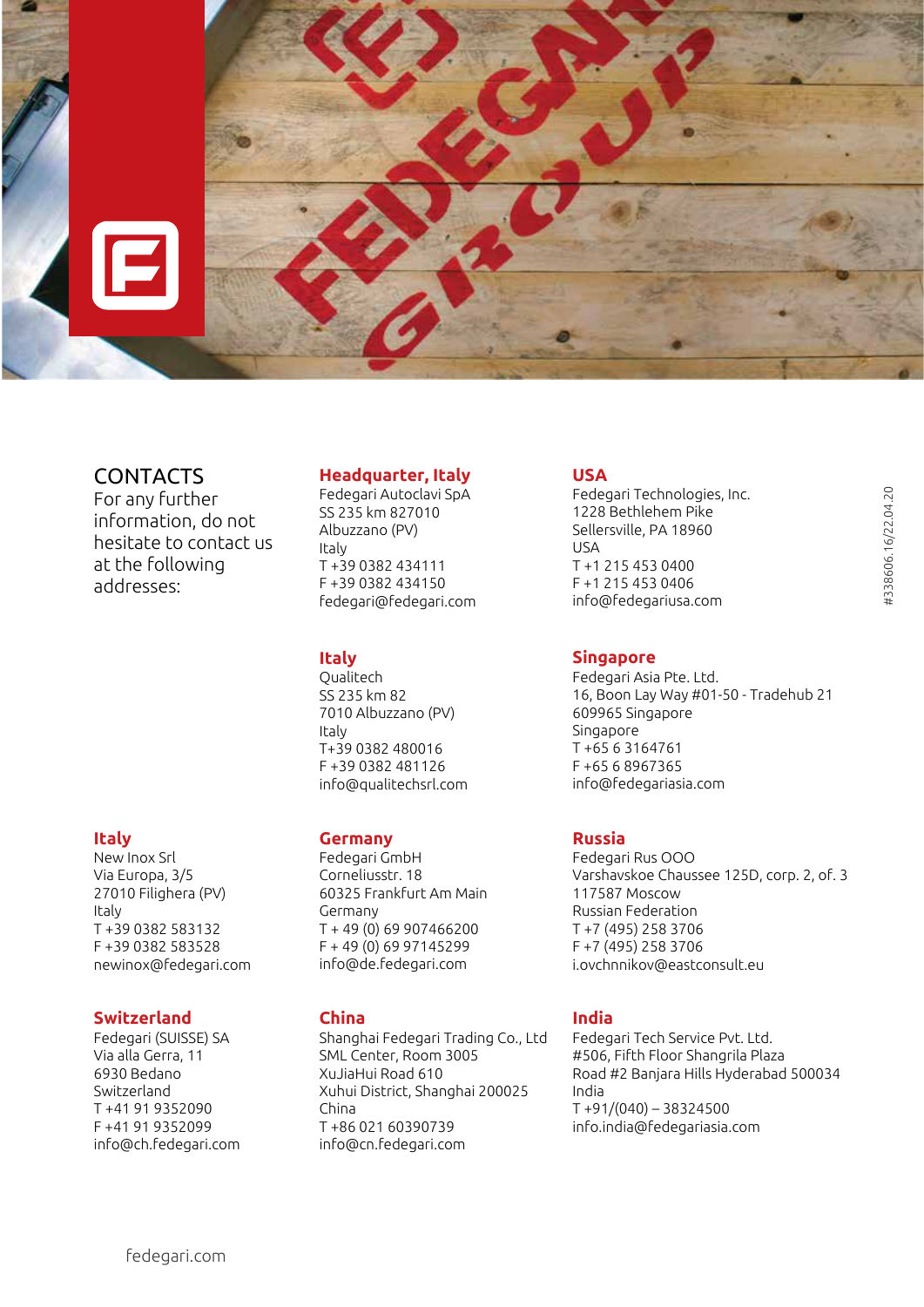# CONTACTS

For any further information, do not hesitate to contact us at the following addresses:

### Headquarter, Italy

Fedegari Autoclavi SpA
SS 235 km 827010
Albuzzano (PV)
Italy
T +39 0382 434111
F +39 0382 434150
fedegari@fedegari.com

### USA

Fedegari Technologies, Inc.
1228 Bethlehem Pike
Sellersville, PA 18960
USA
T +1 215 453 0400
F +1 215 453 0406
info@fedegariusa.com

### Italy

Qualitech
SS 235 km 82
7010 Albuzzano (PV)
Italy
T+39 0382 480016
F +39 0382 481126
info@qualitechsrl.com

### Singapore

Fedegari Asia Pte. Ltd.
16, Boon Lay Way #01-50 - Tradehub 21
609965 Singapore
Singapore
T +65 6 3164761
F +65 6 8967365
info@fedegariasia.com

### Italy

New Inox Srl
Via Europa, 3/5
27010 Filighera (PV)
Italy
T +39 0382 583132
F +39 0382 583528
newinox@fedegari.com

### Germany

Fedegari GmbH
Corneliusstr. 18
60325 Frankfurt Am Main
Germany
T + 49 (0) 69 907466200
F + 49 (0) 69 97145299
info@de.fedegari.com

### Russia

Fedegari Rus OOO
Varshavskoe Chaussee 125D, corp. 2, of. 3
117587 Moscow
Russian Federation
T +7 (495) 258 3706
F +7 (495) 258 3706
i.ovchnnikov@eastconsult.eu

### Switzerland

Fedegari (SUISSE) SA
Via alla Gerra, 11
6930 Bedano
Switzerland
T +41 91 9352090
F +41 91 9352099
info@ch.fedegari.com

### China

Shanghai Fedegari Trading Co., Ltd
SML Center, Room 3005
XuJiaHui Road 610
Xuhui District, Shanghai 200025
China
T +86 021 60390739
info@cn.fedegari.com

### India

Fedegari Tech Service Pvt. Ltd.
#506, Fifth Floor Shangrila Plaza
Road #2 Banjara Hills Hyderabad 500034
India
T +91/(040) – 38324500
info.india@fedegariasia.com

#338606.16/22.04.20

fedegari.com